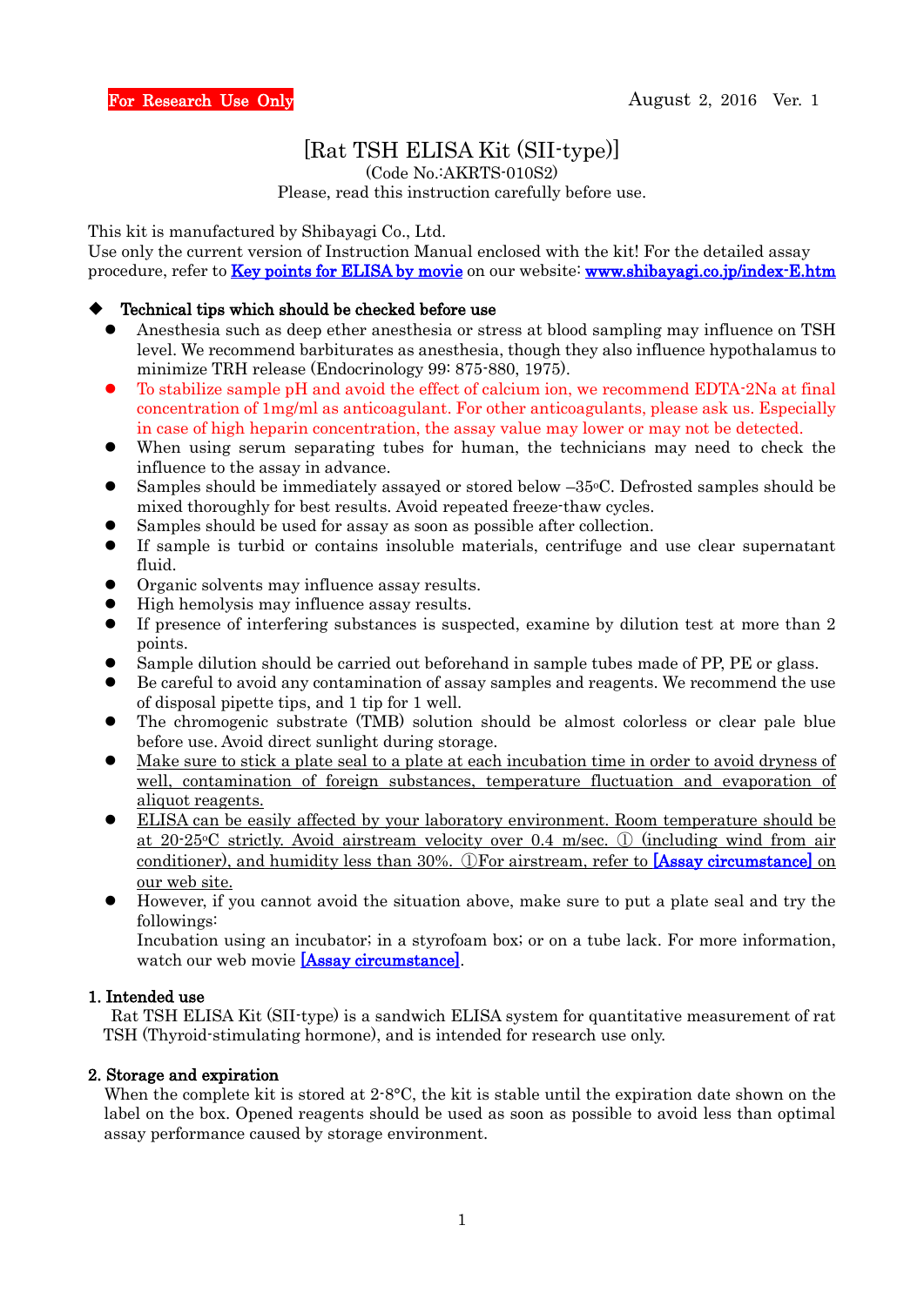**For Research Use Only** August 2, 2016 Ver. 1

# [Rat TSH ELISA Kit (SII-type)]

(Code No.:AKRTS-010S2)

Please, read this instruction carefully before use.

This kit is manufactured by Shibayagi Co., Ltd.
Use only the current version of Instruction Manual enclosed with the kit! For the detailed assay procedure, refer to [Key points for ELISA by movie] on our website: [www.shibayagi.co.jp/index-E.htm]

◆ **Technical tips which should be checked before use**

- Anesthesia such as deep ether anesthesia or stress at blood sampling may influence on TSH level. We recommend barbiturates as anesthesia, though they also influence hypothalamus to minimize TRH release (Endocrinology 99: 875-880, 1975).
- To stabilize sample pH and avoid the effect of calcium ion, we recommend EDTA-2Na at final concentration of 1mg/ml as anticoagulant. For other anticoagulants, please ask us. Especially in case of high heparin concentration, the assay value may lower or may not be detected.
- When using serum separating tubes for human, the technicians may need to check the influence to the assay in advance.
- Samples should be immediately assayed or stored below –35°C. Defrosted samples should be mixed thoroughly for best results. Avoid repeated freeze-thaw cycles.
- Samples should be used for assay as soon as possible after collection.
- If sample is turbid or contains insoluble materials, centrifuge and use clear supernatant fluid.
- Organic solvents may influence assay results.
- High hemolysis may influence assay results.
- If presence of interfering substances is suspected, examine by dilution test at more than 2 points.
- Sample dilution should be carried out beforehand in sample tubes made of PP, PE or glass.
- Be careful to avoid any contamination of assay samples and reagents. We recommend the use of disposal pipette tips, and 1 tip for 1 well.
- The chromogenic substrate (TMB) solution should be almost colorless or clear pale blue before use. Avoid direct sunlight during storage.
- Make sure to stick a plate seal to a plate at each incubation time in order to avoid dryness of well, contamination of foreign substances, temperature fluctuation and evaporation of aliquot reagents.
- ELISA can be easily affected by your laboratory environment. Room temperature should be at 20-25°C strictly. Avoid airstream velocity over 0.4 m/sec. ① (including wind from air conditioner), and humidity less than 30%. ①For airstream, refer to [Assay circumstance] on our web site.
- However, if you cannot avoid the situation above, make sure to put a plate seal and try the followings:
  Incubation using an incubator; in a styrofoam box; or on a tube lack. For more information, watch our web movie [Assay circumstance].

## 1. Intended use

Rat TSH ELISA Kit (SII-type) is a sandwich ELISA system for quantitative measurement of rat TSH (Thyroid-stimulating hormone), and is intended for research use only.

## 2. Storage and expiration

When the complete kit is stored at 2-8°C, the kit is stable until the expiration date shown on the label on the box. Opened reagents should be used as soon as possible to avoid less than optimal assay performance caused by storage environment.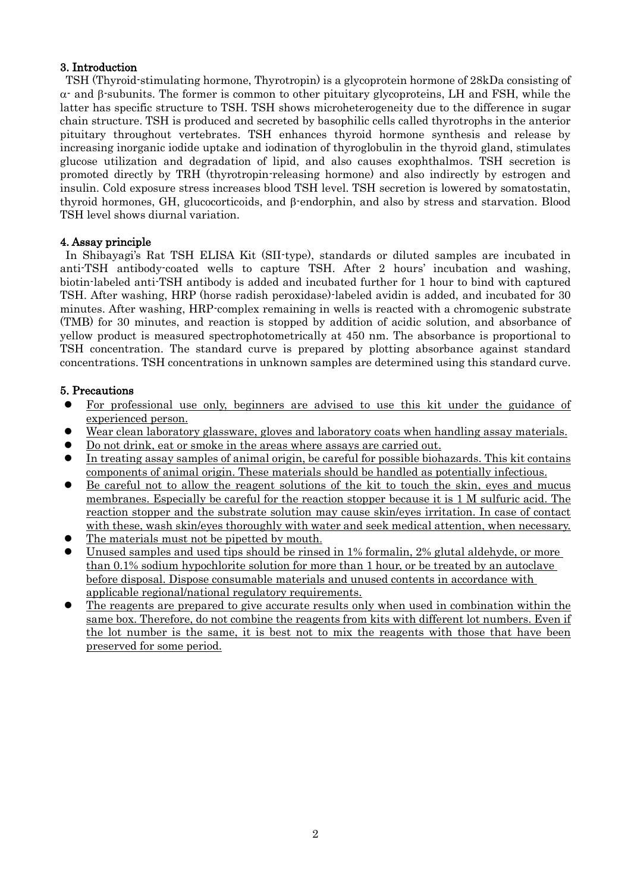## 3. Introduction

TSH (Thyroid-stimulating hormone, Thyrotropin) is a glycoprotein hormone of 28kDa consisting of $\alpha$- and $\beta$-subunits. The former is common to other pituitary glycoproteins, LH and FSH, while the latter has specific structure to TSH. TSH shows microheterogeneity due to the difference in sugar chain structure. TSH is produced and secreted by basophilic cells called thyrotrophs in the anterior pituitary throughout vertebrates. TSH enhances thyroid hormone synthesis and release by increasing inorganic iodide uptake and iodination of thyroglobulin in the thyroid gland, stimulates glucose utilization and degradation of lipid, and also causes exophthalmos. TSH secretion is promoted directly by TRH (thyrotropin-releasing hormone) and also indirectly by estrogen and insulin. Cold exposure stress increases blood TSH level. TSH secretion is lowered by somatostatin, thyroid hormones, GH, glucocorticoids, and $\beta$-endorphin, and also by stress and starvation. Blood TSH level shows diurnal variation.

## 4. Assay principle

In Shibayagi's Rat TSH ELISA Kit (SII-type), standards or diluted samples are incubated in anti-TSH antibody-coated wells to capture TSH. After 2 hours' incubation and washing, biotin-labeled anti-TSH antibody is added and incubated further for 1 hour to bind with captured TSH. After washing, HRP (horse radish peroxidase)-labeled avidin is added, and incubated for 30 minutes. After washing, HRP-complex remaining in wells is reacted with a chromogenic substrate (TMB) for 30 minutes, and reaction is stopped by addition of acidic solution, and absorbance of yellow product is measured spectrophotometrically at 450 nm. The absorbance is proportional to TSH concentration. The standard curve is prepared by plotting absorbance against standard concentrations. TSH concentrations in unknown samples are determined using this standard curve.

## 5. Precautions

- For professional use only, beginners are advised to use this kit under the guidance of experienced person.
- Wear clean laboratory glassware, gloves and laboratory coats when handling assay materials.
- Do not drink, eat or smoke in the areas where assays are carried out.
- In treating assay samples of animal origin, be careful for possible biohazards. This kit contains components of animal origin. These materials should be handled as potentially infectious.
- Be careful not to allow the reagent solutions of the kit to touch the skin, eyes and mucus membranes. Especially be careful for the reaction stopper because it is 1 M sulfuric acid. The reaction stopper and the substrate solution may cause skin/eyes irritation. In case of contact with these, wash skin/eyes thoroughly with water and seek medical attention, when necessary.
- The materials must not be pipetted by mouth.
- Unused samples and used tips should be rinsed in 1% formalin, 2% glutal aldehyde, or more than 0.1% sodium hypochlorite solution for more than 1 hour, or be treated by an autoclave before disposal. Dispose consumable materials and unused contents in accordance with applicable regional/national regulatory requirements.
- The reagents are prepared to give accurate results only when used in combination within the same box. Therefore, do not combine the reagents from kits with different lot numbers. Even if the lot number is the same, it is best not to mix the reagents with those that have been preserved for some period.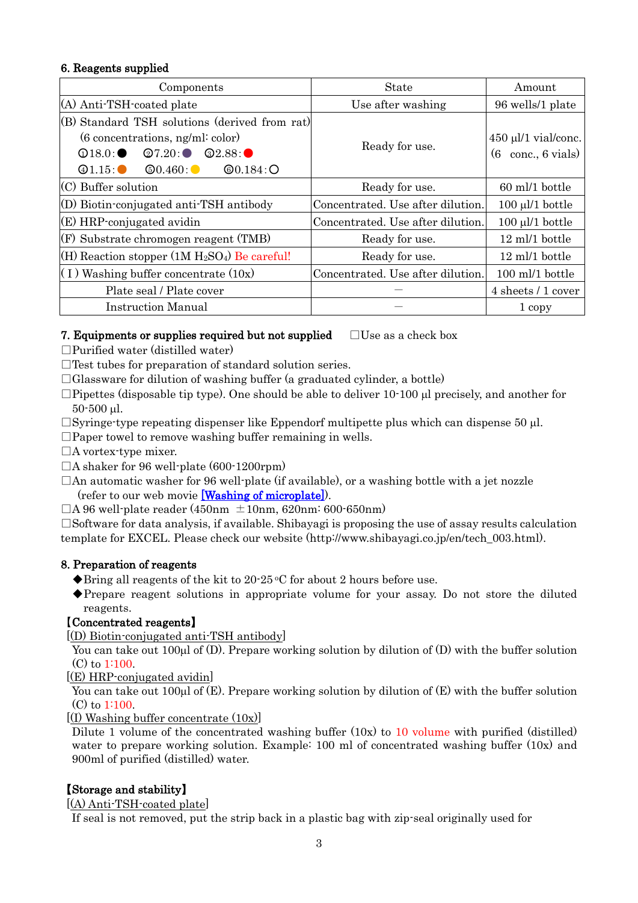## 6. Reagents supplied

| Components | State | Amount |
|---|---|---|
| (A) Anti-TSH-coated plate | Use after washing | 96 wells/1 plate |
| (B) Standard TSH solutions (derived from rat) (6 concentrations, ng/ml: color) ①18.0:● ②7.20:● ③2.88:● ④1.15:● ⑤0.460:● ⑥0.184:○ | Ready for use. | 450 µl/1 vial/conc. (6 conc., 6 vials) |
| (C) Buffer solution | Ready for use. | 60 ml/1 bottle |
| (D) Biotin-conjugated anti-TSH antibody | Concentrated. Use after dilution. | 100 µl/1 bottle |
| (E) HRP-conjugated avidin | Concentrated. Use after dilution. | 100 µl/1 bottle |
| (F) Substrate chromogen reagent (TMB) | Ready for use. | 12 ml/1 bottle |
| (H) Reaction stopper (1M $H_2SO_4$) Be careful! | Ready for use. | 12 ml/1 bottle |
| ( I ) Washing buffer concentrate (10x) | Concentrated. Use after dilution. | 100 ml/1 bottle |
| Plate seal / Plate cover | — | 4 sheets / 1 cover |
| Instruction Manual | — | 1 copy |

## 7. Equipments or supplies required but not supplied

□Use as a check box

- □Purified water (distilled water)
- □Test tubes for preparation of standard solution series.
- □Glassware for dilution of washing buffer (a graduated cylinder, a bottle)
- □Pipettes (disposable tip type). One should be able to deliver 10-100 µl precisely, and another for 50-500 µl.
- □Syringe-type repeating dispenser like Eppendorf multipette plus which can dispense 50 µl.
- □Paper towel to remove washing buffer remaining in wells.
- □A vortex-type mixer.
- □A shaker for 96 well-plate (600-1200rpm)
- □An automatic washer for 96 well-plate (if available), or a washing bottle with a jet nozzle (refer to our web movie [Washing of microplate]).
- □A 96 well-plate reader (450nm ±10nm, 620nm: 600-650nm)
- □Software for data analysis, if available. Shibayagi is proposing the use of assay results calculation template for EXCEL. Please check our website (http://www.shibayagi.co.jp/en/tech_003.html).

## 8. Preparation of reagents

- ◆Bring all reagents of the kit to 20-25 °C for about 2 hours before use.
- ◆Prepare reagent solutions in appropriate volume for your assay. Do not store the diluted reagents.

**【Concentrated reagents】**

[(D) Biotin-conjugated anti-TSH antibody]

You can take out 100µl of (D). Prepare working solution by dilution of (D) with the buffer solution (C) to 1:100.

[(E) HRP-conjugated avidin]

You can take out 100µl of (E). Prepare working solution by dilution of (E) with the buffer solution (C) to 1:100.

[(I) Washing buffer concentrate (10x)]

Dilute 1 volume of the concentrated washing buffer (10x) to 10 volume with purified (distilled) water to prepare working solution. Example: 100 ml of concentrated washing buffer (10x) and 900ml of purified (distilled) water.

**【Storage and stability】**

[(A) Anti-TSH-coated plate]

If seal is not removed, put the strip back in a plastic bag with zip-seal originally used for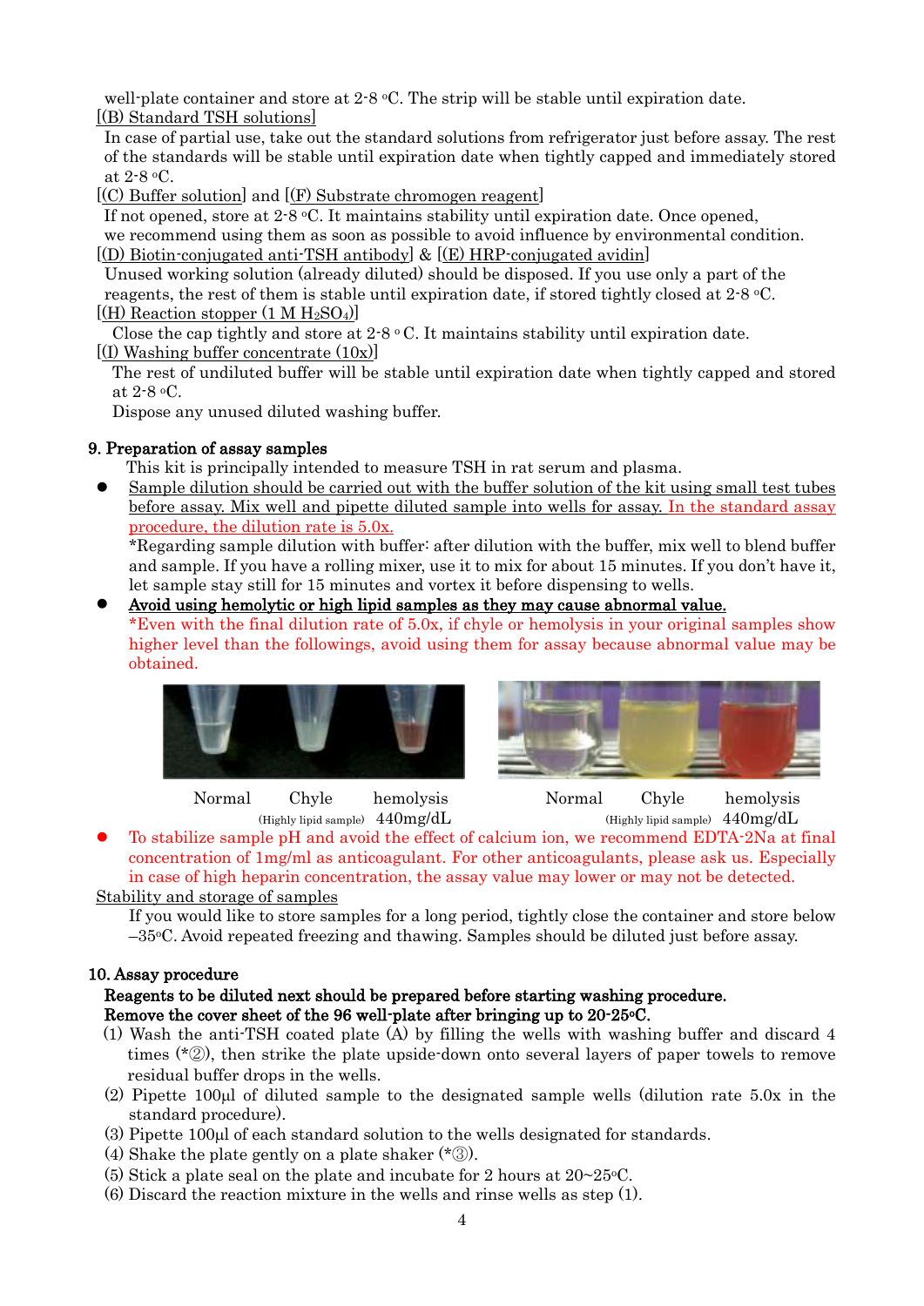well-plate container and store at 2-8 °C. The strip will be stable until expiration date.

[(B) Standard TSH solutions]

In case of partial use, take out the standard solutions from refrigerator just before assay. The rest of the standards will be stable until expiration date when tightly capped and immediately stored at 2-8 °C.

[(C) Buffer solution] and [(F) Substrate chromogen reagent]

If not opened, store at 2-8 °C. It maintains stability until expiration date. Once opened, we recommend using them as soon as possible to avoid influence by environmental condition.

[(D) Biotin-conjugated anti-TSH antibody] & [(E) HRP-conjugated avidin]

Unused working solution (already diluted) should be disposed. If you use only a part of the reagents, the rest of them is stable until expiration date, if stored tightly closed at 2-8 °C.

[(H) Reaction stopper (1 M $H_2SO_4$)]

Close the cap tightly and store at 2-8 °C. It maintains stability until expiration date.

[(I) Washing buffer concentrate (10x)]

The rest of undiluted buffer will be stable until expiration date when tightly capped and stored at 2-8 °C.

Dispose any unused diluted washing buffer.

## 9. Preparation of assay samples

This kit is principally intended to measure TSH in rat serum and plasma.

- Sample dilution should be carried out with the buffer solution of the kit using small test tubes before assay. Mix well and pipette diluted sample into wells for assay. In the standard assay procedure, the dilution rate is 5.0x.

  *Regarding sample dilution with buffer: after dilution with the buffer, mix well to blend buffer and sample. If you have a rolling mixer, use it to mix for about 15 minutes. If you don't have it, let sample stay still for 15 minutes and vortex it before dispensing to wells.

- **Avoid using hemolytic or high lipid samples as they may cause abnormal value.**

  *Even with the final dilution rate of 5.0x, if chyle or hemolysis in your original samples show higher level than the followings, avoid using them for assay because abnormal value may be obtained.

Normal　Chyle (Highly lipid sample)　hemolysis 440mg/dL　　Normal　Chyle (Highly lipid sample)　hemolysis 440mg/dL

- To stabilize sample pH and avoid the effect of calcium ion, we recommend EDTA-2Na at final concentration of 1mg/ml as anticoagulant. For other anticoagulants, please ask us. Especially in case of high heparin concentration, the assay value may lower or may not be detected.

Stability and storage of samples

If you would like to store samples for a long period, tightly close the container and store below –35°C. Avoid repeated freezing and thawing. Samples should be diluted just before assay.

## 10. Assay procedure

**Reagents to be diluted next should be prepared before starting washing procedure.**
**Remove the cover sheet of the 96 well-plate after bringing up to 20-25°C.**

(1) Wash the anti-TSH coated plate (A) by filling the wells with washing buffer and discard 4 times (*②), then strike the plate upside-down onto several layers of paper towels to remove residual buffer drops in the wells.

(2) Pipette 100μl of diluted sample to the designated sample wells (dilution rate 5.0x in the standard procedure).

(3) Pipette 100μl of each standard solution to the wells designated for standards.

(4) Shake the plate gently on a plate shaker (*③).

(5) Stick a plate seal on the plate and incubate for 2 hours at 20~25°C.

(6) Discard the reaction mixture in the wells and rinse wells as step (1).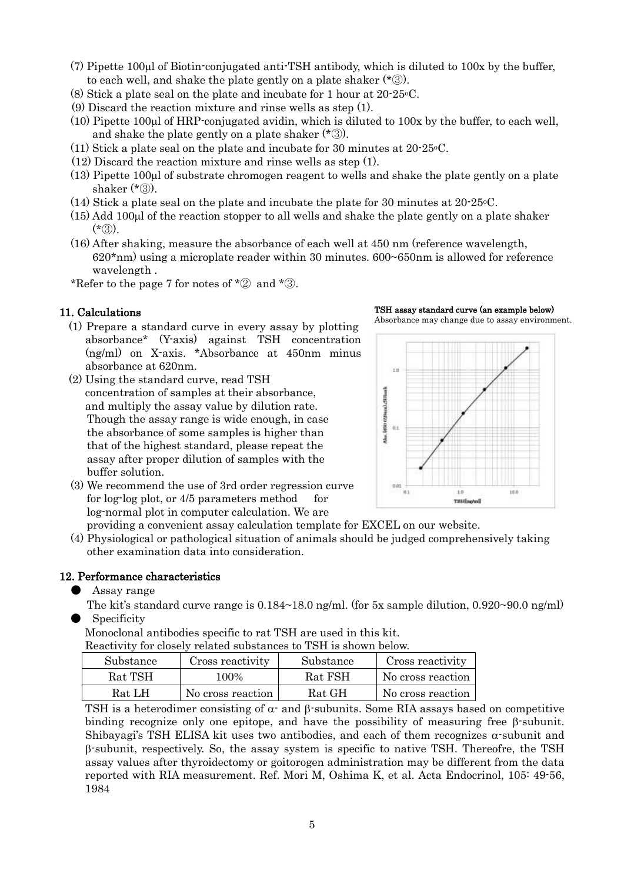(7) Pipette 100μl of Biotin-conjugated anti-TSH antibody, which is diluted to 100x by the buffer, to each well, and shake the plate gently on a plate shaker (*③).

(8) Stick a plate seal on the plate and incubate for 1 hour at 20-25°C.

(9) Discard the reaction mixture and rinse wells as step (1).

(10) Pipette 100μl of HRP-conjugated avidin, which is diluted to 100x by the buffer, to each well, and shake the plate gently on a plate shaker (*③).

(11) Stick a plate seal on the plate and incubate for 30 minutes at 20-25°C.

(12) Discard the reaction mixture and rinse wells as step (1).

(13) Pipette 100μl of substrate chromogen reagent to wells and shake the plate gently on a plate shaker (*③).

(14) Stick a plate seal on the plate and incubate the plate for 30 minutes at 20-25°C.

(15) Add 100μl of the reaction stopper to all wells and shake the plate gently on a plate shaker (*③).

(16) After shaking, measure the absorbance of each well at 450 nm (reference wavelength, 620*nm) using a microplate reader within 30 minutes. 600~650nm is allowed for reference wavelength .

*Refer to the page 7 for notes of *② and *③.

## 11. Calculations

(1) Prepare a standard curve in every assay by plotting absorbance* (Y-axis) against TSH concentration (ng/ml) on X-axis. *Absorbance at 450nm minus absorbance at 620nm.

(2) Using the standard curve, read TSH concentration of samples at their absorbance, and multiply the assay value by dilution rate. Though the assay range is wide enough, in case the absorbance of some samples is higher than that of the highest standard, please repeat the assay after proper dilution of samples with the buffer solution.

(3) We recommend the use of 3rd order regression curve for log-log plot, or 4/5 parameters method for log-normal plot in computer calculation. We are providing a convenient assay calculation template for EXCEL on our website.

(4) Physiological or pathological situation of animals should be judged comprehensively taking other examination data into consideration.

**TSH assay standard curve (an example below)**

Absorbance may change due to assay environment.

## 12. Performance characteristics

- Assay range

The kit's standard curve range is 0.184~18.0 ng/ml. (for 5x sample dilution, 0.920~90.0 ng/ml)

- Specificity

Monoclonal antibodies specific to rat TSH are used in this kit.

Reactivity for closely related substances to TSH is shown below.

| Substance | Cross reactivity | Substance | Cross reactivity |
|---|---|---|---|
| Rat TSH | 100% | Rat FSH | No cross reaction |
| Rat LH | No cross reaction | Rat GH | No cross reaction |

TSH is a heterodimer consisting of α- and β-subunits. Some RIA assays based on competitive binding recognize only one epitope, and have the possibility of measuring free β-subunit. Shibayagi's TSH ELISA kit uses two antibodies, and each of them recognizes α-subunit and β-subunit, respectively. So, the assay system is specific to native TSH. Thereofre, the TSH assay values after thyroidectomy or goitorogen administration may be different from the data reported with RIA measurement. Ref. Mori M, Oshima K, et al. Acta Endocrinol, 105: 49-56, 1984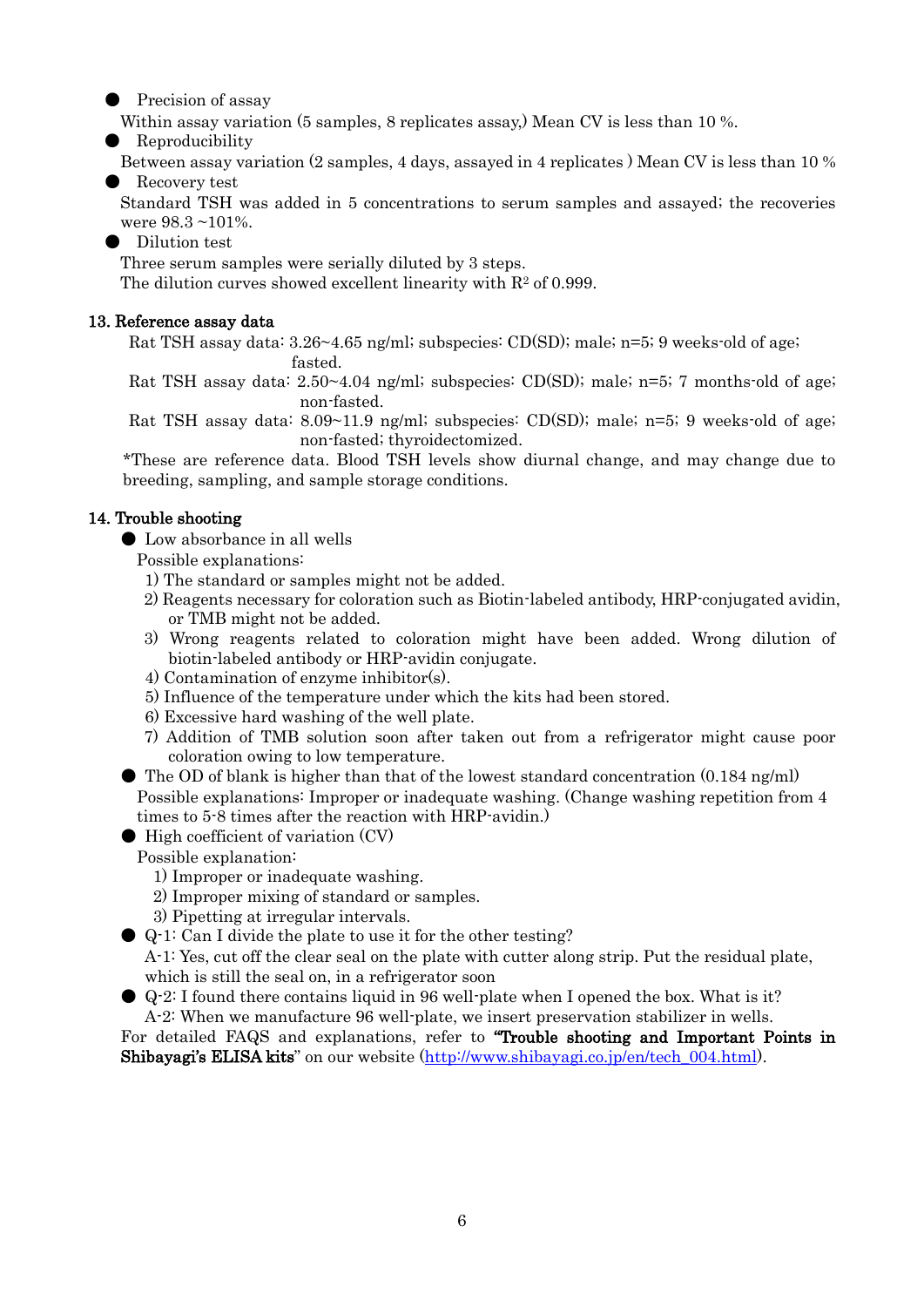- Precision of assay

  Within assay variation (5 samples, 8 replicates assay,) Mean CV is less than 10 %.

- Reproducibility

  Between assay variation (2 samples, 4 days, assayed in 4 replicates ) Mean CV is less than 10 %

- Recovery test

  Standard TSH was added in 5 concentrations to serum samples and assayed; the recoveries were 98.3 ~101%.

- Dilution test

  Three serum samples were serially diluted by 3 steps.
  The dilution curves showed excellent linearity with $R^2$ of 0.999.

## 13. Reference assay data

Rat TSH assay data: 3.26~4.65 ng/ml; subspecies: CD(SD); male; n=5; 9 weeks-old of age; fasted.

Rat TSH assay data: 2.50~4.04 ng/ml; subspecies: CD(SD); male; n=5; 7 months-old of age; non-fasted.

Rat TSH assay data: 8.09~11.9 ng/ml; subspecies: CD(SD); male; n=5; 9 weeks-old of age; non-fasted; thyroidectomized.

*These are reference data. Blood TSH levels show diurnal change, and may change due to breeding, sampling, and sample storage conditions.

## 14. Trouble shooting

- Low absorbance in all wells

  Possible explanations:

  1) The standard or samples might not be added.
  2) Reagents necessary for coloration such as Biotin-labeled antibody, HRP-conjugated avidin, or TMB might not be added.
  3) Wrong reagents related to coloration might have been added. Wrong dilution of biotin-labeled antibody or HRP-avidin conjugate.
  4) Contamination of enzyme inhibitor(s).
  5) Influence of the temperature under which the kits had been stored.
  6) Excessive hard washing of the well plate.
  7) Addition of TMB solution soon after taken out from a refrigerator might cause poor coloration owing to low temperature.

- The OD of blank is higher than that of the lowest standard concentration (0.184 ng/ml)

  Possible explanations: Improper or inadequate washing. (Change washing repetition from 4 times to 5-8 times after the reaction with HRP-avidin.)

- High coefficient of variation (CV)

  Possible explanation:

  1) Improper or inadequate washing.
  2) Improper mixing of standard or samples.
  3) Pipetting at irregular intervals.

- Q-1: Can I divide the plate to use it for the other testing?

  A-1: Yes, cut off the clear seal on the plate with cutter along strip. Put the residual plate, which is still the seal on, in a refrigerator soon

- Q-2: I found there contains liquid in 96 well-plate when I opened the box. What is it?

  A-2: When we manufacture 96 well-plate, we insert preservation stabilizer in wells.

For detailed FAQS and explanations, refer to **"Trouble shooting and Important Points in Shibayagi's ELISA kits"** on our website (http://www.shibayagi.co.jp/en/tech_004.html).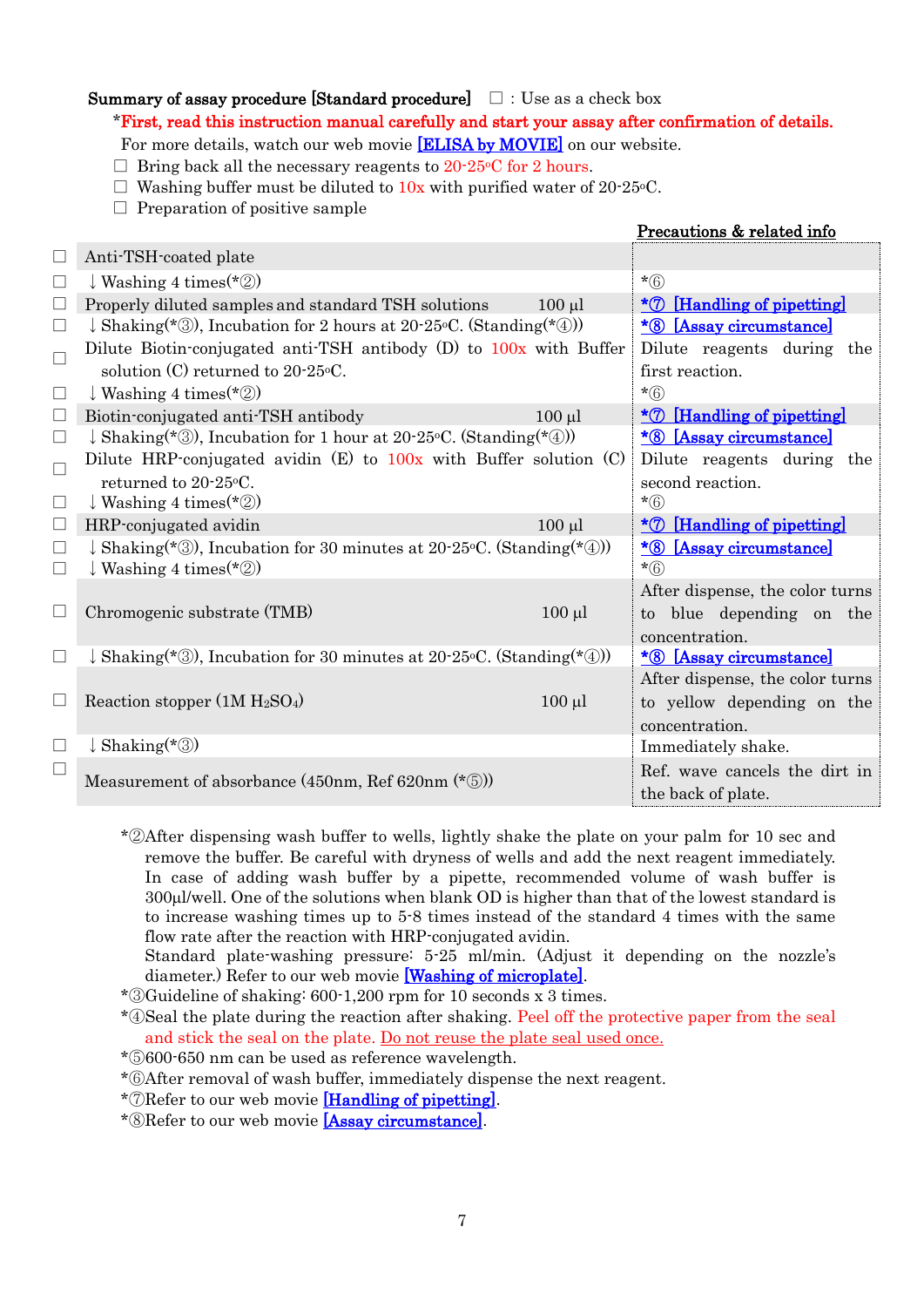**Summary of assay procedure [Standard procedure]** ☐ : Use as a check box

*First, read this instruction manual carefully and start your assay after confirmation of details.

For more details, watch our web movie [ELISA by MOVIE] on our website.

☐ Bring back all the necessary reagents to 20-25°C for 2 hours.

☐ Washing buffer must be diluted to 10x with purified water of 20-25°C.

☐ Preparation of positive sample

| ☐ | Procedure | Volume | Precautions & related info |
|---|---|---|---|
| ☐ | Anti-TSH-coated plate | | |
| ☐ | ↓ Washing 4 times(*②) | | *⑥ |
| ☐ | Properly diluted samples and standard TSH solutions | 100 µl | *⑦ [Handling of pipetting] |
| ☐ | ↓ Shaking(*③), Incubation for 2 hours at 20-25°C. (Standing(*④)) | | *⑧ [Assay circumstance] |
| ☐ | Dilute Biotin-conjugated anti-TSH antibody (D) to 100x with Buffer solution (C) returned to 20-25°C. | | Dilute reagents during the first reaction. |
| ☐ | ↓ Washing 4 times(*②) | | *⑥ |
| ☐ | Biotin-conjugated anti-TSH antibody | 100 µl | *⑦ [Handling of pipetting] |
| ☐ | ↓ Shaking(*③), Incubation for 1 hour at 20-25°C. (Standing(*④)) | | *⑧ [Assay circumstance] |
| ☐ | Dilute HRP-conjugated avidin (E) to 100x with Buffer solution (C) returned to 20-25°C. | | Dilute reagents during the second reaction. |
| ☐ | ↓ Washing 4 times(*②) | | *⑥ |
| ☐ | HRP-conjugated avidin | 100 µl | *⑦ [Handling of pipetting] |
| ☐ | ↓ Shaking(*③), Incubation for 30 minutes at 20-25°C. (Standing(*④)) | | *⑧ [Assay circumstance] |
| ☐ | ↓ Washing 4 times(*②) | | *⑥ |
| ☐ | Chromogenic substrate (TMB) | 100 µl | After dispense, the color turns to blue depending on the concentration. |
| ☐ | ↓ Shaking(*③), Incubation for 30 minutes at 20-25°C. (Standing(*④)) | | *⑧ [Assay circumstance] |
| ☐ | Reaction stopper (1M $H_2SO_4$) | 100 µl | After dispense, the color turns to yellow depending on the concentration. |
| ☐ | ↓ Shaking(*③) | | Immediately shake. |
| ☐ | Measurement of absorbance (450nm, Ref 620nm (*⑤)) | | Ref. wave cancels the dirt in the back of plate. |

*②After dispensing wash buffer to wells, lightly shake the plate on your palm for 10 sec and remove the buffer. Be careful with dryness of wells and add the next reagent immediately. In case of adding wash buffer by a pipette, recommended volume of wash buffer is 300µl/well. One of the solutions when blank OD is higher than that of the lowest standard is to increase washing times up to 5-8 times instead of the standard 4 times with the same flow rate after the reaction with HRP-conjugated avidin.
Standard plate-washing pressure: 5-25 ml/min. (Adjust it depending on the nozzle's diameter.) Refer to our web movie [Washing of microplate].

*③Guideline of shaking: 600-1,200 rpm for 10 seconds x 3 times.

*④Seal the plate during the reaction after shaking. Peel off the protective paper from the seal and stick the seal on the plate. Do not reuse the plate seal used once.

*⑤600-650 nm can be used as reference wavelength.

*⑥After removal of wash buffer, immediately dispense the next reagent.

*⑦Refer to our web movie [Handling of pipetting].

*⑧Refer to our web movie [Assay circumstance].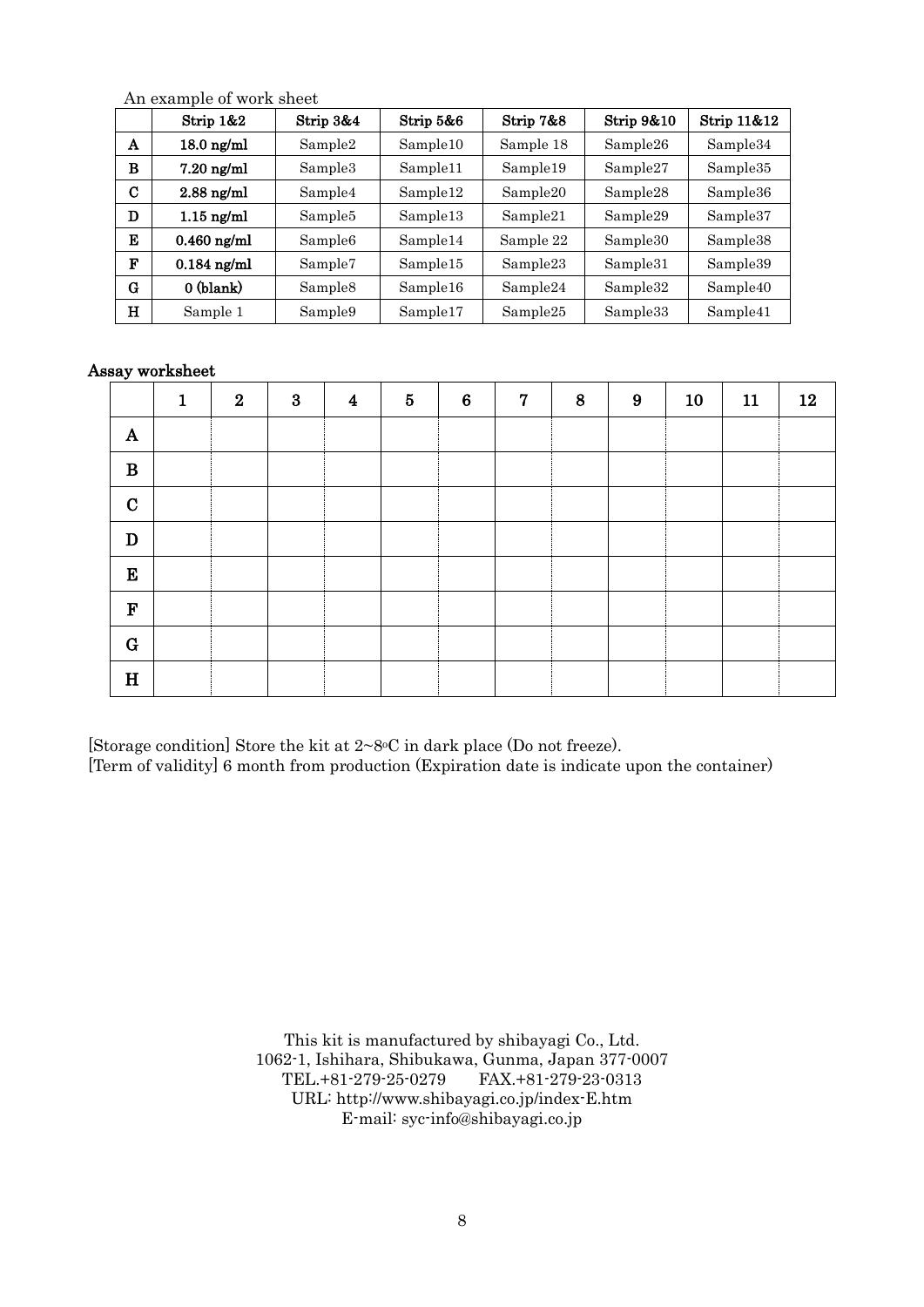An example of work sheet

| | Strip 1&2 | Strip 3&4 | Strip 5&6 | Strip 7&8 | Strip 9&10 | Strip 11&12 |
|---|---|---|---|---|---|---|
| A | 18.0 ng/ml | Sample2 | Sample10 | Sample 18 | Sample26 | Sample34 |
| B | 7.20 ng/ml | Sample3 | Sample11 | Sample19 | Sample27 | Sample35 |
| C | 2.88 ng/ml | Sample4 | Sample12 | Sample20 | Sample28 | Sample36 |
| D | 1.15 ng/ml | Sample5 | Sample13 | Sample21 | Sample29 | Sample37 |
| E | 0.460 ng/ml | Sample6 | Sample14 | Sample 22 | Sample30 | Sample38 |
| F | 0.184 ng/ml | Sample7 | Sample15 | Sample23 | Sample31 | Sample39 |
| G | 0 (blank) | Sample8 | Sample16 | Sample24 | Sample32 | Sample40 |
| H | Sample 1 | Sample9 | Sample17 | Sample25 | Sample33 | Sample41 |

**Assay worksheet**

| | 1 | 2 | 3 | 4 | 5 | 6 | 7 | 8 | 9 | 10 | 11 | 12 |
|---|---|---|---|---|---|---|---|---|---|---|---|---|
| A | | | | | | | | | | | | |
| B | | | | | | | | | | | | |
| C | | | | | | | | | | | | |
| D | | | | | | | | | | | | |
| E | | | | | | | | | | | | |
| F | | | | | | | | | | | | |
| G | | | | | | | | | | | | |
| H | | | | | | | | | | | | |

[Storage condition] Store the kit at 2~8°C in dark place (Do not freeze).
[Term of validity] 6 month from production (Expiration date is indicate upon the container)

This kit is manufactured by shibayagi Co., Ltd.
1062-1, Ishihara, Shibukawa, Gunma, Japan 377-0007
TEL.+81-279-25-0279 FAX.+81-279-23-0313
URL: http://www.shibayagi.co.jp/index-E.htm
E-mail: syc-info@shibayagi.co.jp